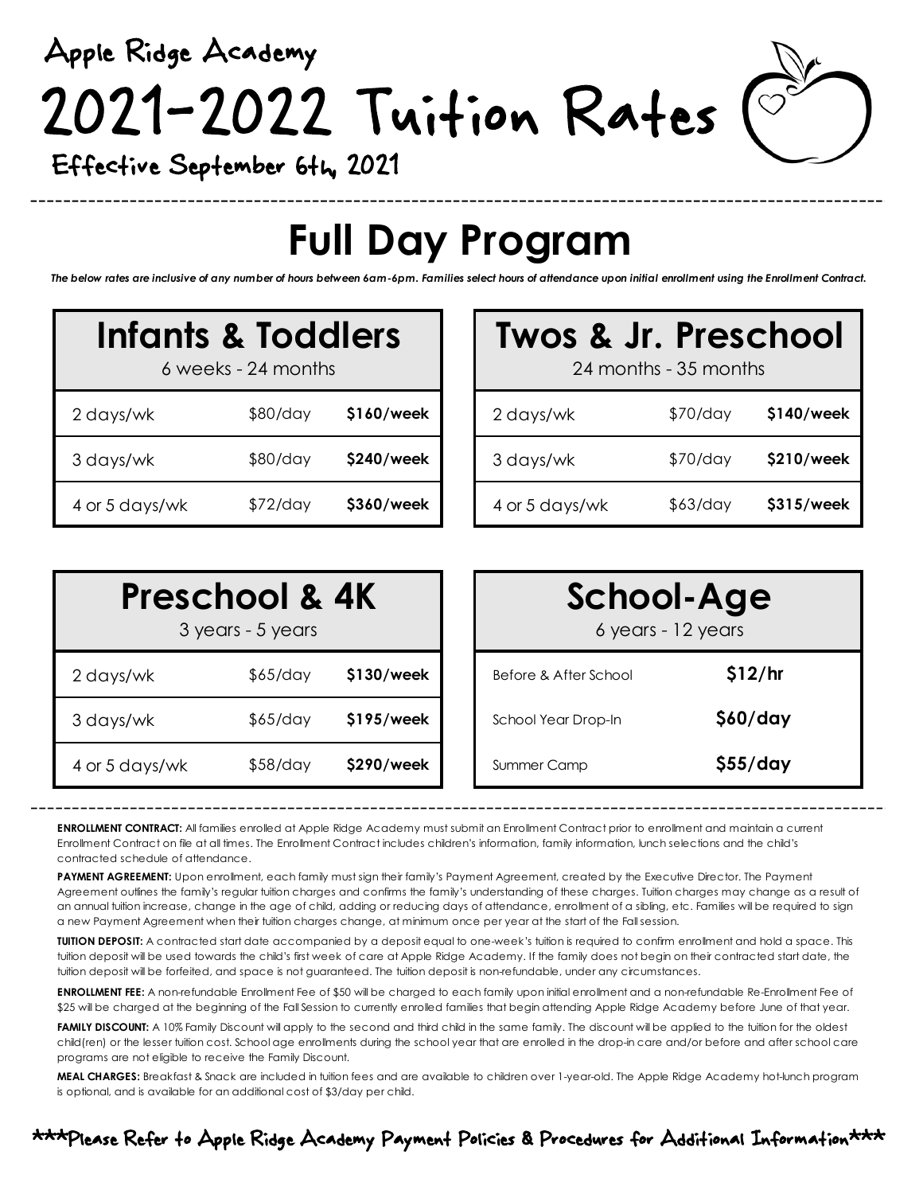Apple Ridge Academy

# 2021-2022 Tuition Rates

Effective September 6th, 2021

## Full Day Program

*The below rates are inclusive of any number of hours between 6am-6pm. Families select hours of attendance upon initial enrollment using the Enrollment Contract.*

### Infants & Toddlers

6 weeks - 24 months

| | | |
|---|---|---|
| 2 days/wk | $80/day | **$160/week** |
| 3 days/wk | $80/day | **$240/week** |
| 4 or 5 days/wk | $72/day | **$360/week** |

### Twos & Jr. Preschool

24 months - 35 months

| | | |
|---|---|---|
| 2 days/wk | $70/day | **$140/week** |
| 3 days/wk | $70/day | **$210/week** |
| 4 or 5 days/wk | $63/day | **$315/week** |

### Preschool & 4K

3 years - 5 years

| | | |
|---|---|---|
| 2 days/wk | $65/day | **$130/week** |
| 3 days/wk | $65/day | **$195/week** |
| 4 or 5 days/wk | $58/day | **$290/week** |

### School-Age

6 years - 12 years

| | |
|---|---|
| Before & After School | **$12/hr** |
| School Year Drop-In | **$60/day** |
| Summer Camp | **$55/day** |

**ENROLLMENT CONTRACT:** All families enrolled at Apple Ridge Academy must submit an Enrollment Contract prior to enrollment and maintain a current Enrollment Contract on file at all times. The Enrollment Contract includes children's information, family information, lunch selections and the child's contracted schedule of attendance.

**PAYMENT AGREEMENT:** Upon enrollment, each family must sign their family's Payment Agreement, created by the Executive Director. The Payment Agreement outlines the family's regular tuition charges and confirms the family's understanding of these charges. Tuition charges may change as a result of an annual tuition increase, change in the age of child, adding or reducing days of attendance, enrollment of a sibling, etc. Families will be required to sign a new Payment Agreement when their tuition charges change, at minimum once per year at the start of the Fall session.

**TUITION DEPOSIT:** A contracted start date accompanied by a deposit equal to one-week's tuition is required to confirm enrollment and hold a space. This tuition deposit will be used towards the child's first week of care at Apple Ridge Academy. If the family does not begin on their contracted start date, the tuition deposit will be forfeited, and space is not guaranteed. The tuition deposit is non-refundable, under any circumstances.

**ENROLLMENT FEE:** A non-refundable Enrollment Fee of $50 will be charged to each family upon initial enrollment and a non-refundable Re-Enrollment Fee of $25 will be charged at the beginning of the Fall Session to currently enrolled families that begin attending Apple Ridge Academy before June of that year.

**FAMILY DISCOUNT:** A 10% Family Discount will apply to the second and third child in the same family. The discount will be applied to the tuition for the oldest child(ren) or the lesser tuition cost. School age enrollments during the school year that are enrolled in the drop-in care and/or before and after school care programs are not eligible to receive the Family Discount.

**MEAL CHARGES:** Breakfast & Snack are included in tuition fees and are available to children over 1-year-old. The Apple Ridge Academy hot-lunch program is optional, and is available for an additional cost of $3/day per child.

***Please Refer to Apple Ridge Academy Payment Policies & Procedures for Additional Information***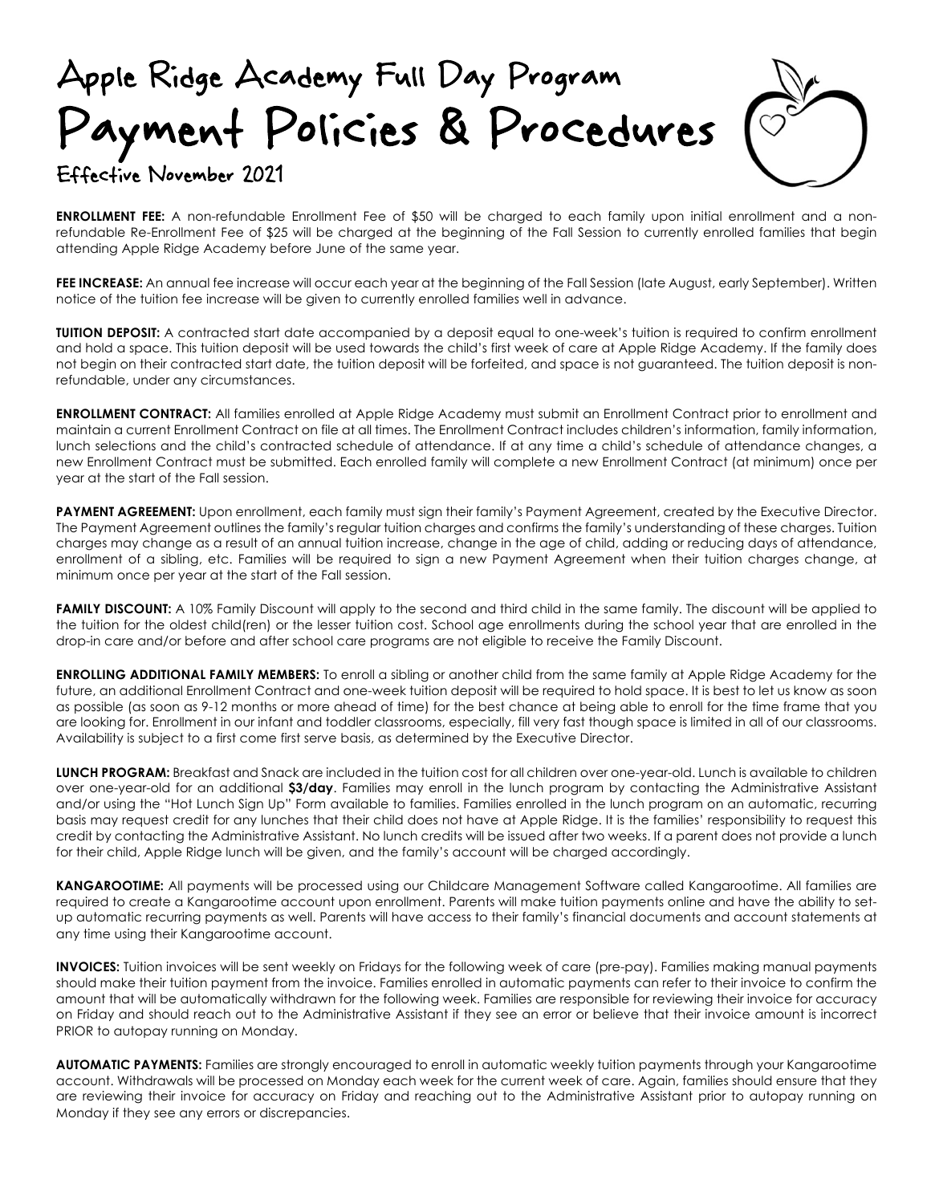# Apple Ridge Academy Full Day Program

# Payment Policies & Procedures

## Effective November 2021

**ENROLLMENT FEE:** A non-refundable Enrollment Fee of $50 will be charged to each family upon initial enrollment and a non-refundable Re-Enrollment Fee of $25 will be charged at the beginning of the Fall Session to currently enrolled families that begin attending Apple Ridge Academy before June of the same year.

**FEE INCREASE:** An annual fee increase will occur each year at the beginning of the Fall Session (late August, early September). Written notice of the tuition fee increase will be given to currently enrolled families well in advance.

**TUITION DEPOSIT:** A contracted start date accompanied by a deposit equal to one-week's tuition is required to confirm enrollment and hold a space. This tuition deposit will be used towards the child's first week of care at Apple Ridge Academy. If the family does not begin on their contracted start date, the tuition deposit will be forfeited, and space is not guaranteed. The tuition deposit is non-refundable, under any circumstances.

**ENROLLMENT CONTRACT:** All families enrolled at Apple Ridge Academy must submit an Enrollment Contract prior to enrollment and maintain a current Enrollment Contract on file at all times. The Enrollment Contract includes children's information, family information, lunch selections and the child's contracted schedule of attendance. If at any time a child's schedule of attendance changes, a new Enrollment Contract must be submitted. Each enrolled family will complete a new Enrollment Contract (at minimum) once per year at the start of the Fall session.

**PAYMENT AGREEMENT:** Upon enrollment, each family must sign their family's Payment Agreement, created by the Executive Director. The Payment Agreement outlines the family's regular tuition charges and confirms the family's understanding of these charges. Tuition charges may change as a result of an annual tuition increase, change in the age of child, adding or reducing days of attendance, enrollment of a sibling, etc. Families will be required to sign a new Payment Agreement when their tuition charges change, at minimum once per year at the start of the Fall session.

**FAMILY DISCOUNT:** A 10% Family Discount will apply to the second and third child in the same family. The discount will be applied to the tuition for the oldest child(ren) or the lesser tuition cost. School age enrollments during the school year that are enrolled in the drop-in care and/or before and after school care programs are not eligible to receive the Family Discount.

**ENROLLING ADDITIONAL FAMILY MEMBERS:** To enroll a sibling or another child from the same family at Apple Ridge Academy for the future, an additional Enrollment Contract and one-week tuition deposit will be required to hold space. It is best to let us know as soon as possible (as soon as 9-12 months or more ahead of time) for the best chance at being able to enroll for the time frame that you are looking for. Enrollment in our infant and toddler classrooms, especially, fill very fast though space is limited in all of our classrooms. Availability is subject to a first come first serve basis, as determined by the Executive Director.

**LUNCH PROGRAM:** Breakfast and Snack are included in the tuition cost for all children over one-year-old. Lunch is available to children over one-year-old for an additional **$3/day**. Families may enroll in the lunch program by contacting the Administrative Assistant and/or using the "Hot Lunch Sign Up" Form available to families. Families enrolled in the lunch program on an automatic, recurring basis may request credit for any lunches that their child does not have at Apple Ridge. It is the families' responsibility to request this credit by contacting the Administrative Assistant. No lunch credits will be issued after two weeks. If a parent does not provide a lunch for their child, Apple Ridge lunch will be given, and the family's account will be charged accordingly.

**KANGAROOTIME:** All payments will be processed using our Childcare Management Software called Kangarootime. All families are required to create a Kangarootime account upon enrollment. Parents will make tuition payments online and have the ability to set-up automatic recurring payments as well. Parents will have access to their family's financial documents and account statements at any time using their Kangarootime account.

**INVOICES:** Tuition invoices will be sent weekly on Fridays for the following week of care (pre-pay). Families making manual payments should make their tuition payment from the invoice. Families enrolled in automatic payments can refer to their invoice to confirm the amount that will be automatically withdrawn for the following week. Families are responsible for reviewing their invoice for accuracy on Friday and should reach out to the Administrative Assistant if they see an error or believe that their invoice amount is incorrect PRIOR to autopay running on Monday.

**AUTOMATIC PAYMENTS:** Families are strongly encouraged to enroll in automatic weekly tuition payments through your Kangarootime account. Withdrawals will be processed on Monday each week for the current week of care. Again, families should ensure that they are reviewing their invoice for accuracy on Friday and reaching out to the Administrative Assistant prior to autopay running on Monday if they see any errors or discrepancies.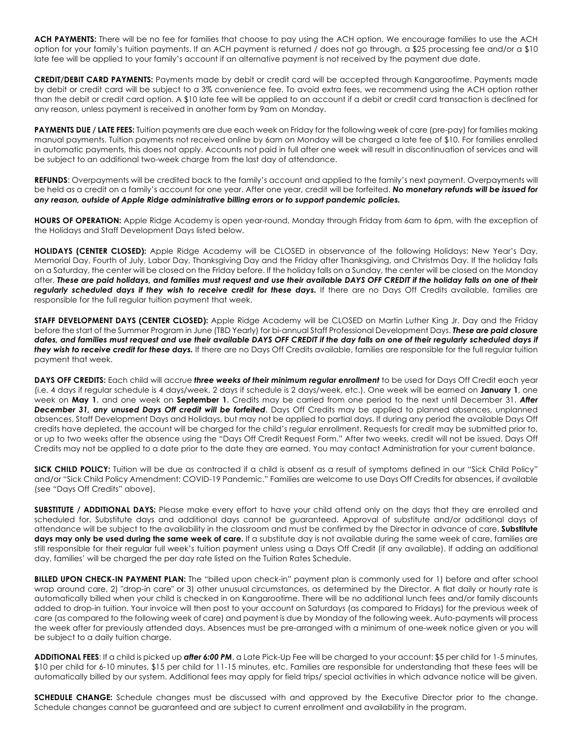**ACH PAYMENTS:** There will be no fee for families that choose to pay using the ACH option. We encourage families to use the ACH option for your family's tuition payments. If an ACH payment is returned / does not go through, a $25 processing fee and/or a $10 late fee will be applied to your family's account if an alternative payment is not received by the payment due date.

**CREDIT/DEBIT CARD PAYMENTS:** Payments made by debit or credit card will be accepted through Kangarootime. Payments made by debit or credit card will be subject to a 3% convenience fee. To avoid extra fees, we recommend using the ACH option rather than the debit or credit card option. A $10 late fee will be applied to an account if a debit or credit card transaction is declined for any reason, unless payment is received in another form by 9am on Monday.

**PAYMENTS DUE / LATE FEES:** Tuition payments are due each week on Friday for the following week of care (pre-pay) for families making manual payments. Tuition payments not received online by 6am on Monday will be charged a late fee of $10. For families enrolled in automatic payments, this does not apply. Accounts not paid in full after one week will result in discontinuation of services and will be subject to an additional two-week charge from the last day of attendance.

**REFUNDS**: Overpayments will be credited back to the family's account and applied to the family's next payment. Overpayments will be held as a credit on a family's account for one year. After one year, credit will be forfeited. ***No monetary refunds will be issued for any reason, outside of Apple Ridge administrative billing errors or to support pandemic policies.***

**HOURS OF OPERATION:** Apple Ridge Academy is open year-round, Monday through Friday from 6am to 6pm, with the exception of the Holidays and Staff Development Days listed below.

**HOLIDAYS (CENTER CLOSED):** Apple Ridge Academy will be CLOSED in observance of the following Holidays: New Year's Day, Memorial Day, Fourth of July, Labor Day, Thanksgiving Day and the Friday after Thanksgiving, and Christmas Day. If the holiday falls on a Saturday, the center will be closed on the Friday before. If the holiday falls on a Sunday, the center will be closed on the Monday after. ***These are paid holidays, and families must request and use their available DAYS OFF CREDIT if the holiday falls on one of their regularly scheduled days if they wish to receive credit for these days.*** If there are no Days Off Credits available, families are responsible for the full regular tuition payment that week.

**STAFF DEVELOPMENT DAYS (CENTER CLOSED):** Apple Ridge Academy will be CLOSED on Martin Luther King Jr. Day and the Friday before the start of the Summer Program in June (TBD Yearly) for bi-annual Staff Professional Development Days. ***These are paid closure dates, and families must request and use their available DAYS OFF CREDIT if the day falls on one of their regularly scheduled days if they wish to receive credit for these days.*** If there are no Days Off Credits available, families are responsible for the full regular tuition payment that week.

**DAYS OFF CREDITS:** Each child will accrue ***three weeks of their minimum regular enrollment*** to be used for Days Off Credit each year (i.e. 4 days if regular schedule is 4 days/week, 2 days if schedule is 2 days/week, etc.). One week will be earned on **January 1**, one week on **May 1**, and one week on **September 1**. Credits may be carried from one period to the next until December 31. ***After December 31, any unused Days Off credit will be forfeited***. Days Off Credits may be applied to planned absences, unplanned absences, Staff Development Days and Holidays, but may not be applied to partial days. If during any period the available Days Off credits have depleted, the account will be charged for the child's regular enrollment. Requests for credit may be submitted prior to, or up to two weeks after the absence using the "Days Off Credit Request Form." After two weeks, credit will not be issued. Days Off Credits may not be applied to a date prior to the date they are earned. You may contact Administration for your current balance.

**SICK CHILD POLICY:** Tuition will be due as contracted if a child is absent as a result of symptoms defined in our "Sick Child Policy" and/or "Sick Child Policy Amendment: COVID-19 Pandemic." Families are welcome to use Days Off Credits for absences, if available (see "Days Off Credits" above).

**SUBSTITUTE / ADDITIONAL DAYS:** Please make every effort to have your child attend only on the days that they are enrolled and scheduled for. Substitute days and additional days cannot be guaranteed. Approval of substitute and/or additional days of attendance will be subject to the availability in the classroom and must be confirmed by the Director in advance of care. **Substitute days may only be used during the same week of care.** If a substitute day is not available during the same week of care, families are still responsible for their regular full week's tuition payment unless using a Days Off Credit (if any available). If adding an additional day, families' will be charged the per day rate listed on the Tuition Rates Schedule.

**BILLED UPON CHECK-IN PAYMENT PLAN:** The "billed upon check-in" payment plan is commonly used for 1) before and after school wrap around care, 2) "drop-in care" or 3) other unusual circumstances, as determined by the Director. A flat daily or hourly rate is automatically billed when your child is checked in on Kangarootime. There will be no additional lunch fees and/or family discounts added to drop-in tuition. Your invoice will then post to your account on Saturdays (as compared to Fridays) for the previous week of care (as compared to the following week of care) and payment is due by Monday of the following week. Auto-payments will process the week after for previously attended days. Absences must be pre-arranged with a minimum of one-week notice given or you will be subject to a daily tuition charge.

**ADDITIONAL FEES**: If a child is picked up ***after 6:00 PM***, a Late Pick-Up Fee will be charged to your account: $5 per child for 1-5 minutes, $10 per child for 6-10 minutes, $15 per child for 11-15 minutes, etc. Families are responsible for understanding that these fees will be automatically billed by our system. Additional fees may apply for field trips/ special activities in which advance notice will be given.

**SCHEDULE CHANGE:** Schedule changes must be discussed with and approved by the Executive Director prior to the change. Schedule changes cannot be guaranteed and are subject to current enrollment and availability in the program.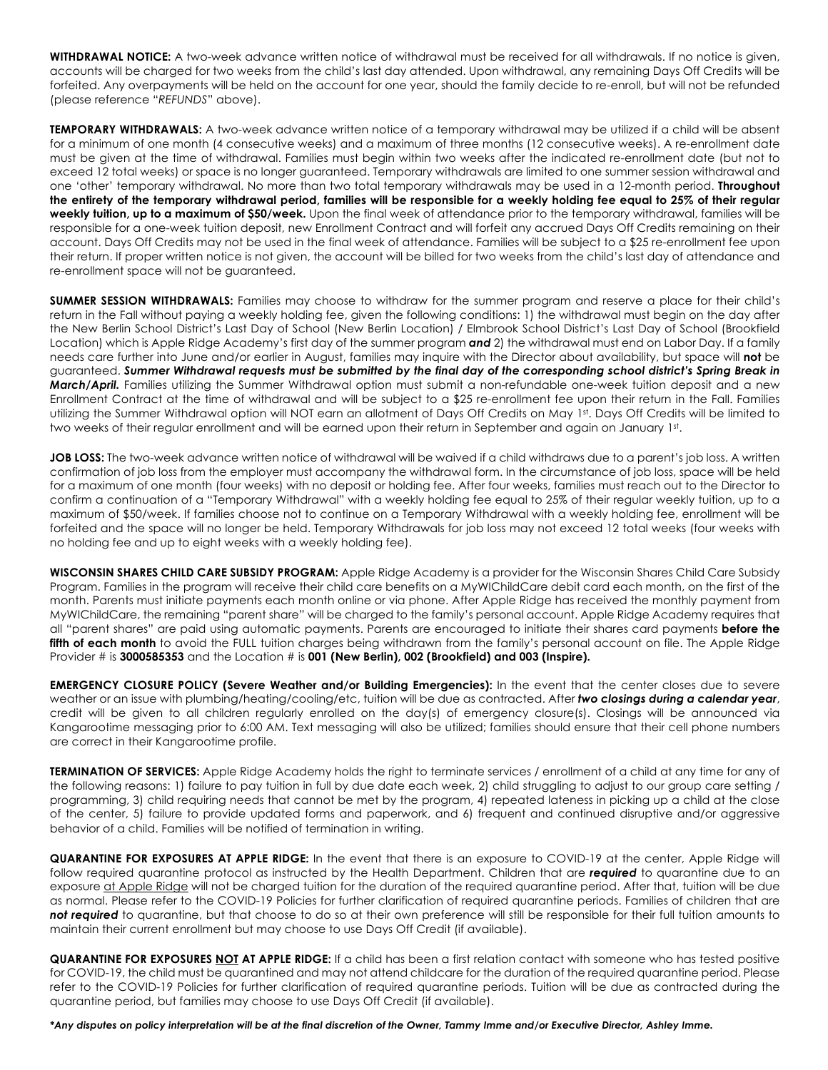**WITHDRAWAL NOTICE:** A two-week advance written notice of withdrawal must be received for all withdrawals. If no notice is given, accounts will be charged for two weeks from the child's last day attended. Upon withdrawal, any remaining Days Off Credits will be forfeited. Any overpayments will be held on the account for one year, should the family decide to re-enroll, but will not be refunded (please reference "*REFUNDS*" above).

**TEMPORARY WITHDRAWALS:** A two-week advance written notice of a temporary withdrawal may be utilized if a child will be absent for a minimum of one month (4 consecutive weeks) and a maximum of three months (12 consecutive weeks). A re-enrollment date must be given at the time of withdrawal. Families must begin within two weeks after the indicated re-enrollment date (but not to exceed 12 total weeks) or space is no longer guaranteed. Temporary withdrawals are limited to one summer session withdrawal and one 'other' temporary withdrawal. No more than two total temporary withdrawals may be used in a 12-month period. **Throughout the entirety of the temporary withdrawal period, families will be responsible for a weekly holding fee equal to 25% of their regular weekly tuition, up to a maximum of $50/week.** Upon the final week of attendance prior to the temporary withdrawal, families will be responsible for a one-week tuition deposit, new Enrollment Contract and will forfeit any accrued Days Off Credits remaining on their account. Days Off Credits may not be used in the final week of attendance. Families will be subject to a $25 re-enrollment fee upon their return. If proper written notice is not given, the account will be billed for two weeks from the child's last day of attendance and re-enrollment space will not be guaranteed.

**SUMMER SESSION WITHDRAWALS:** Families may choose to withdraw for the summer program and reserve a place for their child's return in the Fall without paying a weekly holding fee, given the following conditions: 1) the withdrawal must begin on the day after the New Berlin School District's Last Day of School (New Berlin Location) / Elmbrook School District's Last Day of School (Brookfield Location) which is Apple Ridge Academy's first day of the summer program ***and*** 2) the withdrawal must end on Labor Day. If a family needs care further into June and/or earlier in August, families may inquire with the Director about availability, but space will **not** be guaranteed. ***Summer Withdrawal requests must be submitted by the final day of the corresponding school district's Spring Break in March/April.*** Families utilizing the Summer Withdrawal option must submit a non-refundable one-week tuition deposit and a new Enrollment Contract at the time of withdrawal and will be subject to a $25 re-enrollment fee upon their return in the Fall. Families utilizing the Summer Withdrawal option will NOT earn an allotment of Days Off Credits on May 1st. Days Off Credits will be limited to two weeks of their regular enrollment and will be earned upon their return in September and again on January 1st.

**JOB LOSS:** The two-week advance written notice of withdrawal will be waived if a child withdraws due to a parent's job loss. A written confirmation of job loss from the employer must accompany the withdrawal form. In the circumstance of job loss, space will be held for a maximum of one month (four weeks) with no deposit or holding fee. After four weeks, families must reach out to the Director to confirm a continuation of a "Temporary Withdrawal" with a weekly holding fee equal to 25% of their regular weekly tuition, up to a maximum of $50/week. If families choose not to continue on a Temporary Withdrawal with a weekly holding fee, enrollment will be forfeited and the space will no longer be held. Temporary Withdrawals for job loss may not exceed 12 total weeks (four weeks with no holding fee and up to eight weeks with a weekly holding fee).

**WISCONSIN SHARES CHILD CARE SUBSIDY PROGRAM:** Apple Ridge Academy is a provider for the Wisconsin Shares Child Care Subsidy Program. Families in the program will receive their child care benefits on a MyWIChildCare debit card each month, on the first of the month. Parents must initiate payments each month online or via phone. After Apple Ridge has received the monthly payment from MyWIChildCare, the remaining "parent share" will be charged to the family's personal account. Apple Ridge Academy requires that all "parent shares" are paid using automatic payments. Parents are encouraged to initiate their shares card payments **before the fifth of each month** to avoid the FULL tuition charges being withdrawn from the family's personal account on file. The Apple Ridge Provider # is **3000585353** and the Location # is **001 (New Berlin), 002 (Brookfield) and 003 (Inspire).**

**EMERGENCY CLOSURE POLICY (Severe Weather and/or Building Emergencies):** In the event that the center closes due to severe weather or an issue with plumbing/heating/cooling/etc, tuition will be due as contracted. After ***two closings during a calendar year***, credit will be given to all children regularly enrolled on the day(s) of emergency closure(s). Closings will be announced via Kangarootime messaging prior to 6:00 AM. Text messaging will also be utilized; families should ensure that their cell phone numbers are correct in their Kangarootime profile.

**TERMINATION OF SERVICES:** Apple Ridge Academy holds the right to terminate services / enrollment of a child at any time for any of the following reasons: 1) failure to pay tuition in full by due date each week, 2) child struggling to adjust to our group care setting / programming, 3) child requiring needs that cannot be met by the program, 4) repeated lateness in picking up a child at the close of the center, 5) failure to provide updated forms and paperwork, and 6) frequent and continued disruptive and/or aggressive behavior of a child. Families will be notified of termination in writing.

**QUARANTINE FOR EXPOSURES AT APPLE RIDGE:** In the event that there is an exposure to COVID-19 at the center, Apple Ridge will follow required quarantine protocol as instructed by the Health Department. Children that are ***required*** to quarantine due to an exposure <u>at Apple Ridge</u> will not be charged tuition for the duration of the required quarantine period. After that, tuition will be due as normal. Please refer to the COVID-19 Policies for further clarification of required quarantine periods. Families of children that are ***not required*** to quarantine, but that choose to do so at their own preference will still be responsible for their full tuition amounts to maintain their current enrollment but may choose to use Days Off Credit (if available).

**QUARANTINE FOR EXPOSURES <u>NOT</u> AT APPLE RIDGE:** If a child has been a first relation contact with someone who has tested positive for COVID-19, the child must be quarantined and may not attend childcare for the duration of the required quarantine period. Please refer to the COVID-19 Policies for further clarification of required quarantine periods. Tuition will be due as contracted during the quarantine period, but families may choose to use Days Off Credit (if available).

***\*Any disputes on policy interpretation will be at the final discretion of the Owner, Tammy Imme and/or Executive Director, Ashley Imme.***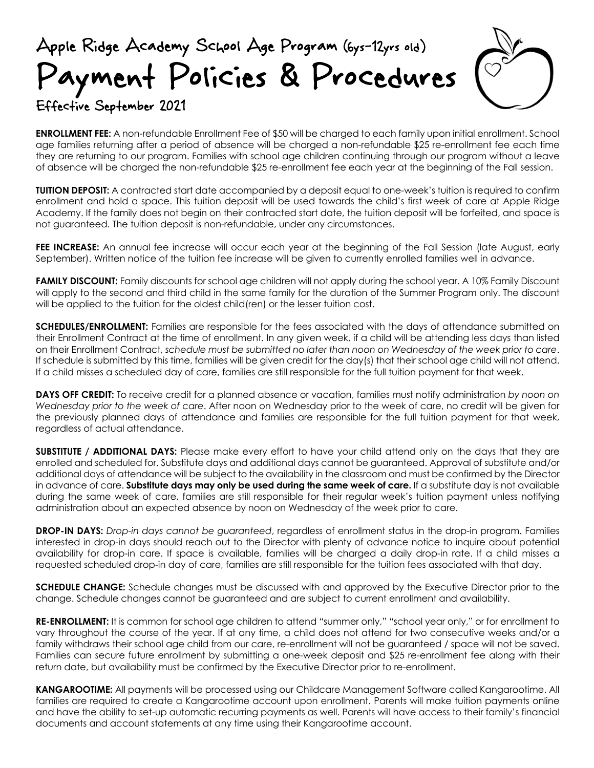# Apple Ridge Academy School Age Program (6ys-12yrs old)

# Payment Policies & Procedures

## Effective September 2021

**ENROLLMENT FEE:** A non-refundable Enrollment Fee of $50 will be charged to each family upon initial enrollment. School age families returning after a period of absence will be charged a non-refundable $25 re-enrollment fee each time they are returning to our program. Families with school age children continuing through our program without a leave of absence will be charged the non-refundable $25 re-enrollment fee each year at the beginning of the Fall session.

**TUITION DEPOSIT:** A contracted start date accompanied by a deposit equal to one-week's tuition is required to confirm enrollment and hold a space. This tuition deposit will be used towards the child's first week of care at Apple Ridge Academy. If the family does not begin on their contracted start date, the tuition deposit will be forfeited, and space is not guaranteed. The tuition deposit is non-refundable, under any circumstances.

**FEE INCREASE:** An annual fee increase will occur each year at the beginning of the Fall Session (late August, early September). Written notice of the tuition fee increase will be given to currently enrolled families well in advance.

**FAMILY DISCOUNT:** Family discounts for school age children will not apply during the school year. A 10% Family Discount will apply to the second and third child in the same family for the duration of the Summer Program only. The discount will be applied to the tuition for the oldest child(ren) or the lesser tuition cost.

**SCHEDULES/ENROLLMENT:** Families are responsible for the fees associated with the days of attendance submitted on their Enrollment Contract at the time of enrollment. In any given week, if a child will be attending less days than listed on their Enrollment Contract, *schedule must be submitted no later than noon on Wednesday of the week prior to care*. If schedule is submitted by this time, families will be given credit for the day(s) that their school age child will not attend. If a child misses a scheduled day of care, families are still responsible for the full tuition payment for that week.

**DAYS OFF CREDIT:** To receive credit for a planned absence or vacation, families must notify administration *by noon on Wednesday prior to the week of care*. After noon on Wednesday prior to the week of care, no credit will be given for the previously planned days of attendance and families are responsible for the full tuition payment for that week, regardless of actual attendance.

**SUBSTITUTE / ADDITIONAL DAYS:** Please make every effort to have your child attend only on the days that they are enrolled and scheduled for. Substitute days and additional days cannot be guaranteed. Approval of substitute and/or additional days of attendance will be subject to the availability in the classroom and must be confirmed by the Director in advance of care. **Substitute days may only be used during the same week of care.** If a substitute day is not available during the same week of care, families are still responsible for their regular week's tuition payment unless notifying administration about an expected absence by noon on Wednesday of the week prior to care.

**DROP-IN DAYS:** *Drop-in days cannot be guaranteed*, regardless of enrollment status in the drop-in program. Families interested in drop-in days should reach out to the Director with plenty of advance notice to inquire about potential availability for drop-in care. If space is available, families will be charged a daily drop-in rate. If a child misses a requested scheduled drop-in day of care, families are still responsible for the tuition fees associated with that day.

**SCHEDULE CHANGE:** Schedule changes must be discussed with and approved by the Executive Director prior to the change. Schedule changes cannot be guaranteed and are subject to current enrollment and availability.

**RE-ENROLLMENT:** It is common for school age children to attend "summer only," "school year only," or for enrollment to vary throughout the course of the year. If at any time, a child does not attend for two consecutive weeks and/or a family withdraws their school age child from our care, re-enrollment will not be guaranteed / space will not be saved. Families can secure future enrollment by submitting a one-week deposit and $25 re-enrollment fee along with their return date, but availability must be confirmed by the Executive Director prior to re-enrollment.

**KANGAROOTIME:** All payments will be processed using our Childcare Management Software called Kangarootime. All families are required to create a Kangarootime account upon enrollment. Parents will make tuition payments online and have the ability to set-up automatic recurring payments as well. Parents will have access to their family's financial documents and account statements at any time using their Kangarootime account.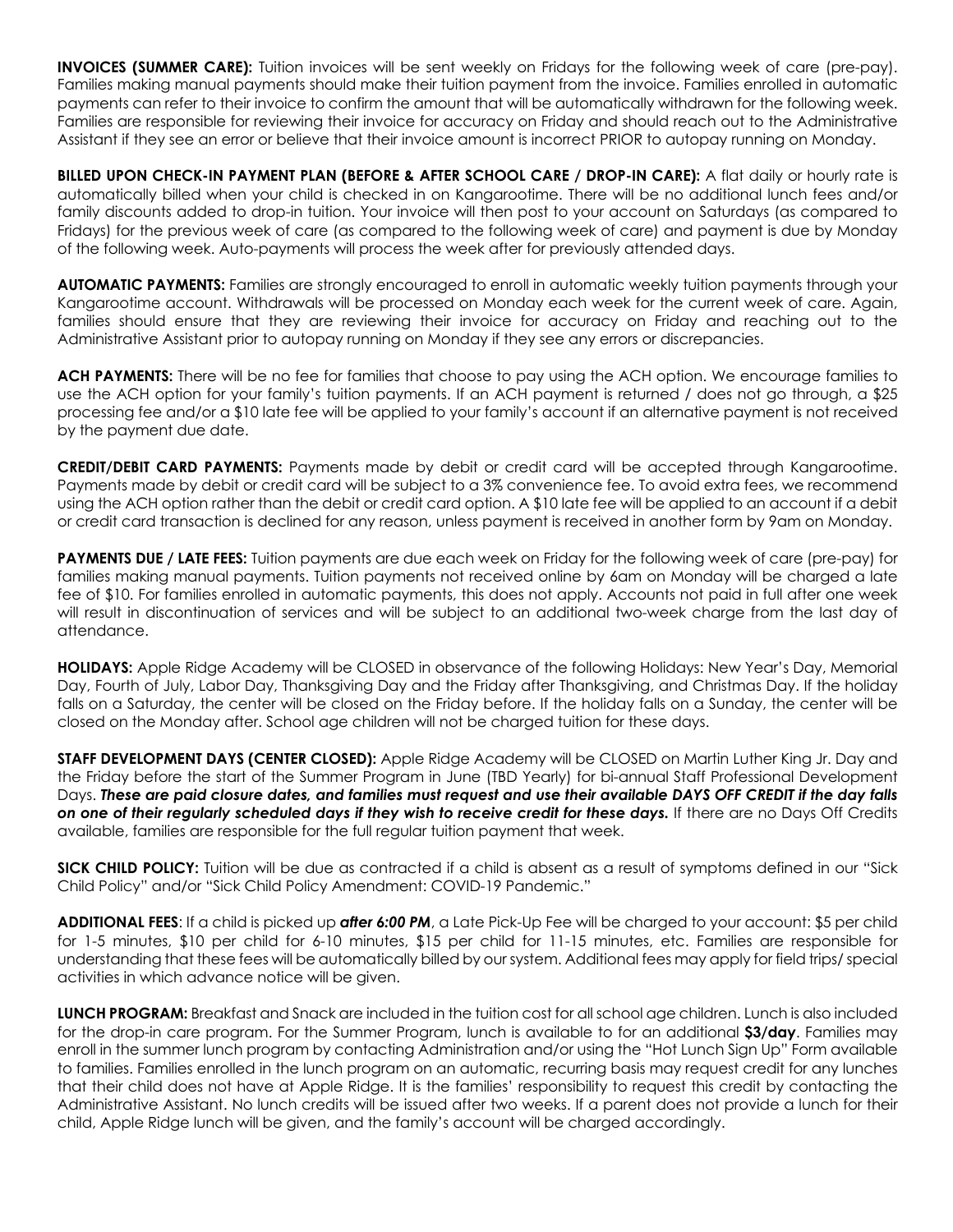**INVOICES (SUMMER CARE):** Tuition invoices will be sent weekly on Fridays for the following week of care (pre-pay). Families making manual payments should make their tuition payment from the invoice. Families enrolled in automatic payments can refer to their invoice to confirm the amount that will be automatically withdrawn for the following week. Families are responsible for reviewing their invoice for accuracy on Friday and should reach out to the Administrative Assistant if they see an error or believe that their invoice amount is incorrect PRIOR to autopay running on Monday.

**BILLED UPON CHECK-IN PAYMENT PLAN (BEFORE & AFTER SCHOOL CARE / DROP-IN CARE):** A flat daily or hourly rate is automatically billed when your child is checked in on Kangarootime. There will be no additional lunch fees and/or family discounts added to drop-in tuition. Your invoice will then post to your account on Saturdays (as compared to Fridays) for the previous week of care (as compared to the following week of care) and payment is due by Monday of the following week. Auto-payments will process the week after for previously attended days.

**AUTOMATIC PAYMENTS:** Families are strongly encouraged to enroll in automatic weekly tuition payments through your Kangarootime account. Withdrawals will be processed on Monday each week for the current week of care. Again, families should ensure that they are reviewing their invoice for accuracy on Friday and reaching out to the Administrative Assistant prior to autopay running on Monday if they see any errors or discrepancies.

**ACH PAYMENTS:** There will be no fee for families that choose to pay using the ACH option. We encourage families to use the ACH option for your family's tuition payments. If an ACH payment is returned / does not go through, a $25 processing fee and/or a $10 late fee will be applied to your family's account if an alternative payment is not received by the payment due date.

**CREDIT/DEBIT CARD PAYMENTS:** Payments made by debit or credit card will be accepted through Kangarootime. Payments made by debit or credit card will be subject to a 3% convenience fee. To avoid extra fees, we recommend using the ACH option rather than the debit or credit card option. A $10 late fee will be applied to an account if a debit or credit card transaction is declined for any reason, unless payment is received in another form by 9am on Monday.

**PAYMENTS DUE / LATE FEES:** Tuition payments are due each week on Friday for the following week of care (pre-pay) for families making manual payments. Tuition payments not received online by 6am on Monday will be charged a late fee of $10. For families enrolled in automatic payments, this does not apply. Accounts not paid in full after one week will result in discontinuation of services and will be subject to an additional two-week charge from the last day of attendance.

**HOLIDAYS:** Apple Ridge Academy will be CLOSED in observance of the following Holidays: New Year's Day, Memorial Day, Fourth of July, Labor Day, Thanksgiving Day and the Friday after Thanksgiving, and Christmas Day. If the holiday falls on a Saturday, the center will be closed on the Friday before. If the holiday falls on a Sunday, the center will be closed on the Monday after. School age children will not be charged tuition for these days.

**STAFF DEVELOPMENT DAYS (CENTER CLOSED):** Apple Ridge Academy will be CLOSED on Martin Luther King Jr. Day and the Friday before the start of the Summer Program in June (TBD Yearly) for bi-annual Staff Professional Development Days. ***These are paid closure dates, and families must request and use their available DAYS OFF CREDIT if the day falls on one of their regularly scheduled days if they wish to receive credit for these days.*** If there are no Days Off Credits available, families are responsible for the full regular tuition payment that week.

**SICK CHILD POLICY:** Tuition will be due as contracted if a child is absent as a result of symptoms defined in our "Sick Child Policy" and/or "Sick Child Policy Amendment: COVID-19 Pandemic."

**ADDITIONAL FEES**: If a child is picked up ***after 6:00 PM***, a Late Pick-Up Fee will be charged to your account: $5 per child for 1-5 minutes, $10 per child for 6-10 minutes, $15 per child for 11-15 minutes, etc. Families are responsible for understanding that these fees will be automatically billed by our system. Additional fees may apply for field trips/ special activities in which advance notice will be given.

**LUNCH PROGRAM:** Breakfast and Snack are included in the tuition cost for all school age children. Lunch is also included for the drop-in care program. For the Summer Program, lunch is available to for an additional **$3/day**. Families may enroll in the summer lunch program by contacting Administration and/or using the "Hot Lunch Sign Up" Form available to families. Families enrolled in the lunch program on an automatic, recurring basis may request credit for any lunches that their child does not have at Apple Ridge. It is the families' responsibility to request this credit by contacting the Administrative Assistant. No lunch credits will be issued after two weeks. If a parent does not provide a lunch for their child, Apple Ridge lunch will be given, and the family's account will be charged accordingly.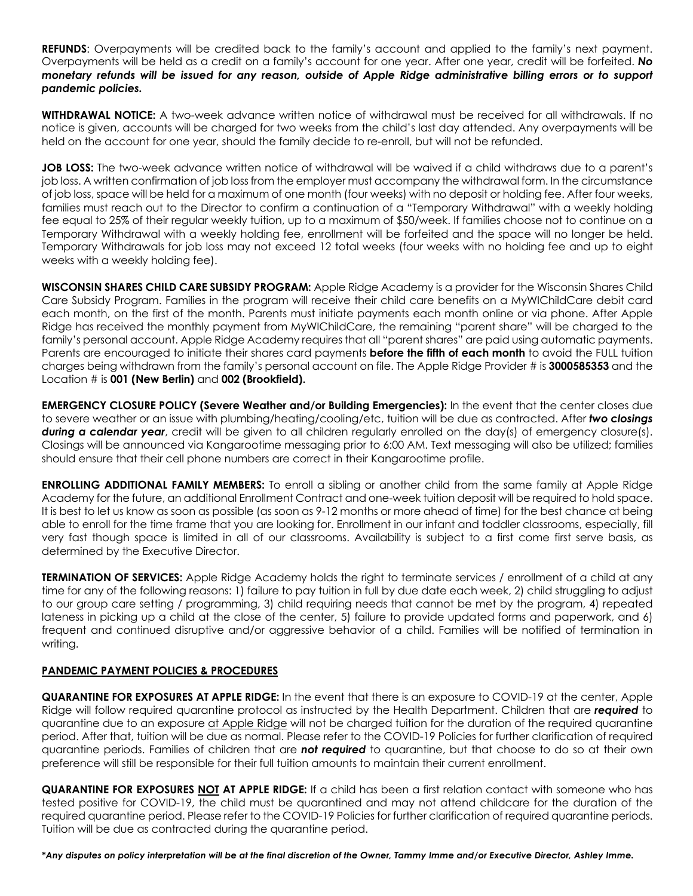**REFUNDS**: Overpayments will be credited back to the family's account and applied to the family's next payment. Overpayments will be held as a credit on a family's account for one year. After one year, credit will be forfeited. ***No monetary refunds will be issued for any reason, outside of Apple Ridge administrative billing errors or to support pandemic policies.***

**WITHDRAWAL NOTICE:** A two-week advance written notice of withdrawal must be received for all withdrawals. If no notice is given, accounts will be charged for two weeks from the child's last day attended. Any overpayments will be held on the account for one year, should the family decide to re-enroll, but will not be refunded.

**JOB LOSS:** The two-week advance written notice of withdrawal will be waived if a child withdraws due to a parent's job loss. A written confirmation of job loss from the employer must accompany the withdrawal form. In the circumstance of job loss, space will be held for a maximum of one month (four weeks) with no deposit or holding fee. After four weeks, families must reach out to the Director to confirm a continuation of a "Temporary Withdrawal" with a weekly holding fee equal to 25% of their regular weekly tuition, up to a maximum of $50/week. If families choose not to continue on a Temporary Withdrawal with a weekly holding fee, enrollment will be forfeited and the space will no longer be held. Temporary Withdrawals for job loss may not exceed 12 total weeks (four weeks with no holding fee and up to eight weeks with a weekly holding fee).

**WISCONSIN SHARES CHILD CARE SUBSIDY PROGRAM:** Apple Ridge Academy is a provider for the Wisconsin Shares Child Care Subsidy Program. Families in the program will receive their child care benefits on a MyWIChildCare debit card each month, on the first of the month. Parents must initiate payments each month online or via phone. After Apple Ridge has received the monthly payment from MyWIChildCare, the remaining "parent share" will be charged to the family's personal account. Apple Ridge Academy requires that all "parent shares" are paid using automatic payments. Parents are encouraged to initiate their shares card payments **before the fifth of each month** to avoid the FULL tuition charges being withdrawn from the family's personal account on file. The Apple Ridge Provider # is **3000585353** and the Location # is **001 (New Berlin)** and **002 (Brookfield).**

**EMERGENCY CLOSURE POLICY (Severe Weather and/or Building Emergencies):** In the event that the center closes due to severe weather or an issue with plumbing/heating/cooling/etc, tuition will be due as contracted. After ***two closings during a calendar year***, credit will be given to all children regularly enrolled on the day(s) of emergency closure(s). Closings will be announced via Kangarootime messaging prior to 6:00 AM. Text messaging will also be utilized; families should ensure that their cell phone numbers are correct in their Kangarootime profile.

**ENROLLING ADDITIONAL FAMILY MEMBERS:** To enroll a sibling or another child from the same family at Apple Ridge Academy for the future, an additional Enrollment Contract and one-week tuition deposit will be required to hold space. It is best to let us know as soon as possible (as soon as 9-12 months or more ahead of time) for the best chance at being able to enroll for the time frame that you are looking for. Enrollment in our infant and toddler classrooms, especially, fill very fast though space is limited in all of our classrooms. Availability is subject to a first come first serve basis, as determined by the Executive Director.

**TERMINATION OF SERVICES:** Apple Ridge Academy holds the right to terminate services / enrollment of a child at any time for any of the following reasons: 1) failure to pay tuition in full by due date each week, 2) child struggling to adjust to our group care setting / programming, 3) child requiring needs that cannot be met by the program, 4) repeated lateness in picking up a child at the close of the center, 5) failure to provide updated forms and paperwork, and 6) frequent and continued disruptive and/or aggressive behavior of a child. Families will be notified of termination in writing.

**PANDEMIC PAYMENT POLICIES & PROCEDURES**

**QUARANTINE FOR EXPOSURES AT APPLE RIDGE:** In the event that there is an exposure to COVID-19 at the center, Apple Ridge will follow required quarantine protocol as instructed by the Health Department. Children that are ***required*** to quarantine due to an exposure at Apple Ridge will not be charged tuition for the duration of the required quarantine period. After that, tuition will be due as normal. Please refer to the COVID-19 Policies for further clarification of required quarantine periods. Families of children that are ***not required*** to quarantine, but that choose to do so at their own preference will still be responsible for their full tuition amounts to maintain their current enrollment.

**QUARANTINE FOR EXPOSURES NOT AT APPLE RIDGE:** If a child has been a first relation contact with someone who has tested positive for COVID-19, the child must be quarantined and may not attend childcare for the duration of the required quarantine period. Please refer to the COVID-19 Policies for further clarification of required quarantine periods. Tuition will be due as contracted during the quarantine period.

***\*Any disputes on policy interpretation will be at the final discretion of the Owner, Tammy Imme and/or Executive Director, Ashley Imme.***